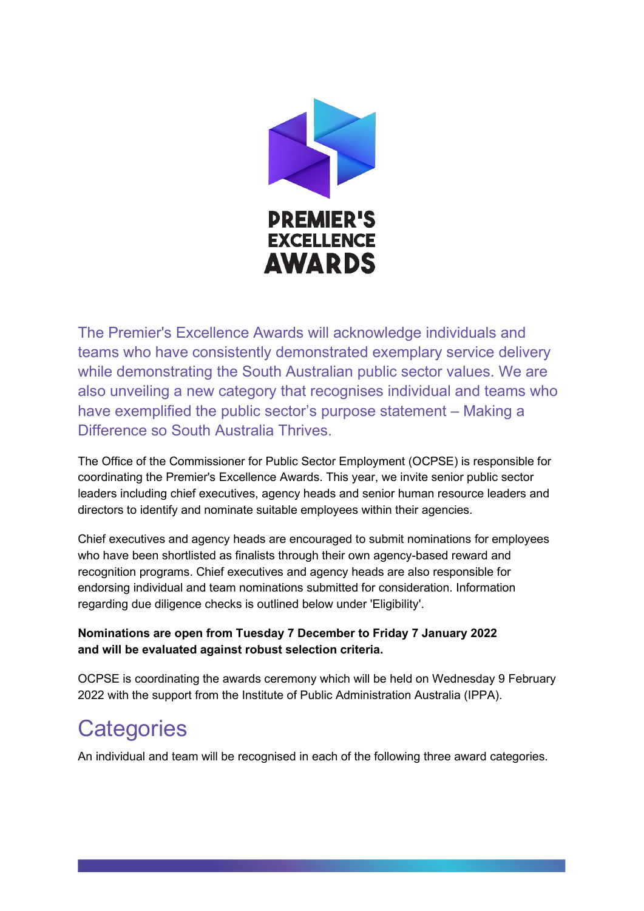# PREMIER'S EXCELLENCE AWARDS

The Premier's Excellence Awards will acknowledge individuals and teams who have consistently demonstrated exemplary service delivery while demonstrating the South Australian public sector values. We are also unveiling a new category that recognises individual and teams who have exemplified the public sector's purpose statement – Making a Difference so South Australia Thrives.

The Office of the Commissioner for Public Sector Employment (OCPSE) is responsible for coordinating the Premier's Excellence Awards. This year, we invite senior public sector leaders including chief executives, agency heads and senior human resource leaders and directors to identify and nominate suitable employees within their agencies.

Chief executives and agency heads are encouraged to submit nominations for employees who have been shortlisted as finalists through their own agency-based reward and recognition programs. Chief executives and agency heads are also responsible for endorsing individual and team nominations submitted for consideration. Information regarding due diligence checks is outlined below under 'Eligibility'.

**Nominations are open from Tuesday 7 December to Friday 7 January 2022 and will be evaluated against robust selection criteria.**

OCPSE is coordinating the awards ceremony which will be held on Wednesday 9 February 2022 with the support from the Institute of Public Administration Australia (IPPA).

## Categories

An individual and team will be recognised in each of the following three award categories.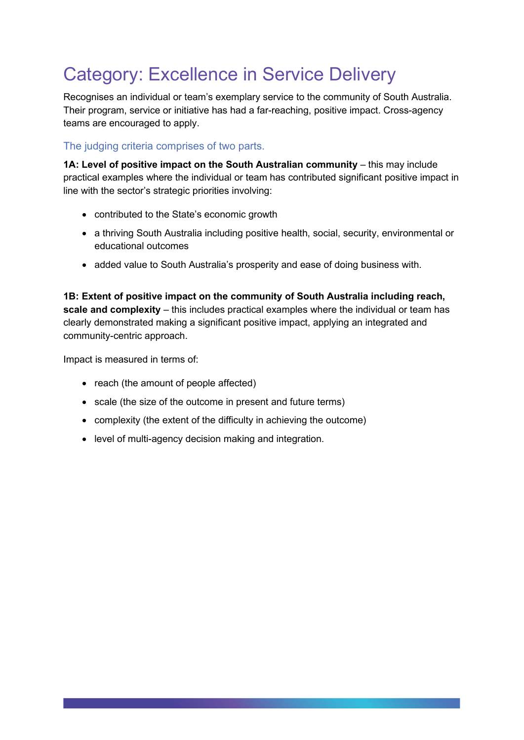# Category: Excellence in Service Delivery

Recognises an individual or team's exemplary service to the community of South Australia. Their program, service or initiative has had a far-reaching, positive impact. Cross-agency teams are encouraged to apply.

## The judging criteria comprises of two parts.

**1A: Level of positive impact on the South Australian community** – this may include practical examples where the individual or team has contributed significant positive impact in line with the sector's strategic priorities involving:

- contributed to the State's economic growth
- a thriving South Australia including positive health, social, security, environmental or educational outcomes
- added value to South Australia's prosperity and ease of doing business with.

**1B: Extent of positive impact on the community of South Australia including reach, scale and complexity** – this includes practical examples where the individual or team has clearly demonstrated making a significant positive impact, applying an integrated and community-centric approach.

Impact is measured in terms of:

- reach (the amount of people affected)
- scale (the size of the outcome in present and future terms)
- complexity (the extent of the difficulty in achieving the outcome)
- level of multi-agency decision making and integration.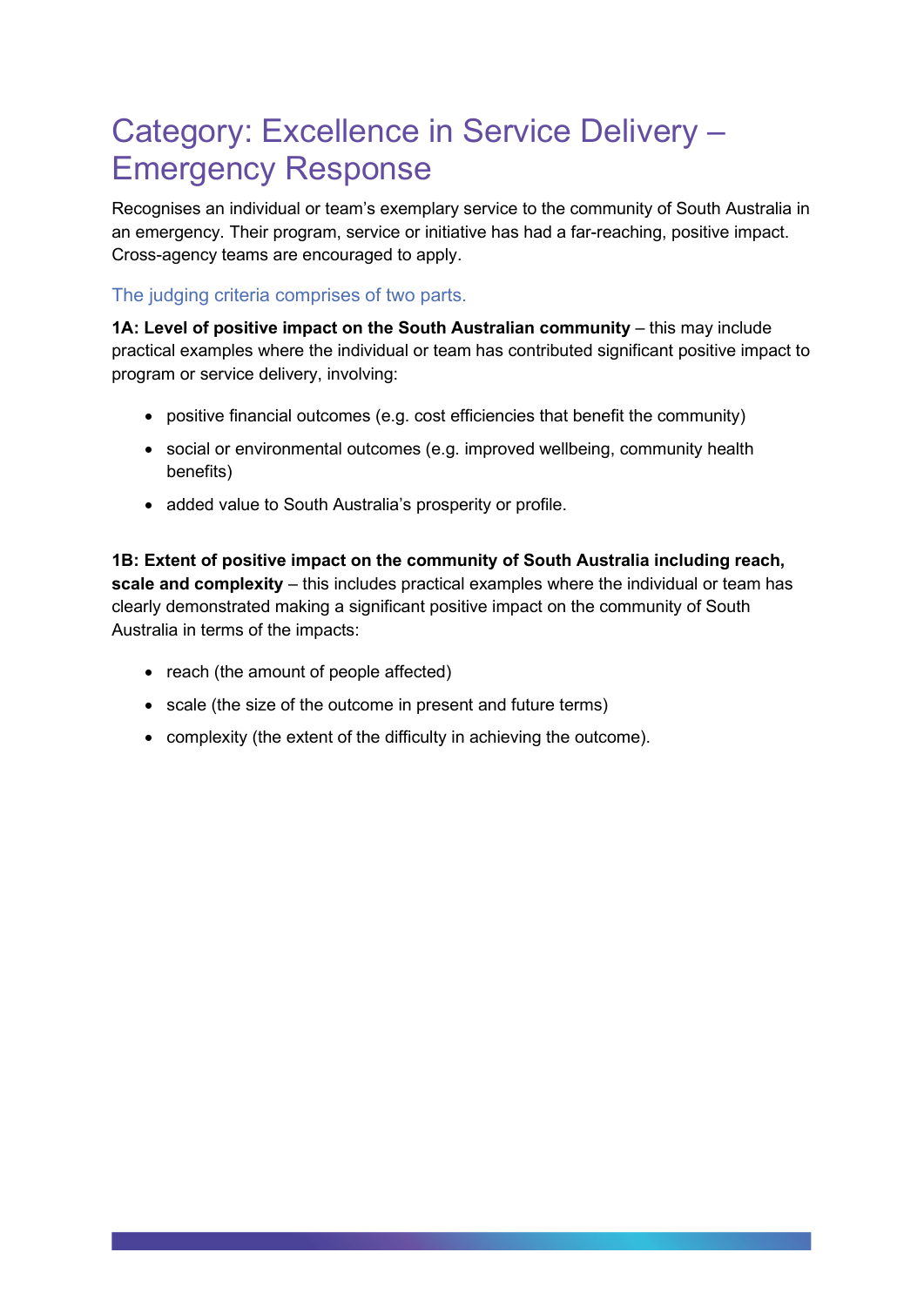# Category: Excellence in Service Delivery – Emergency Response

Recognises an individual or team's exemplary service to the community of South Australia in an emergency. Their program, service or initiative has had a far-reaching, positive impact. Cross-agency teams are encouraged to apply.

### The judging criteria comprises of two parts.

**1A: Level of positive impact on the South Australian community** – this may include practical examples where the individual or team has contributed significant positive impact to program or service delivery, involving:

- positive financial outcomes (e.g. cost efficiencies that benefit the community)
- social or environmental outcomes (e.g. improved wellbeing, community health benefits)
- added value to South Australia's prosperity or profile.

**1B: Extent of positive impact on the community of South Australia including reach, scale and complexity** – this includes practical examples where the individual or team has clearly demonstrated making a significant positive impact on the community of South Australia in terms of the impacts:

- reach (the amount of people affected)
- scale (the size of the outcome in present and future terms)
- complexity (the extent of the difficulty in achieving the outcome).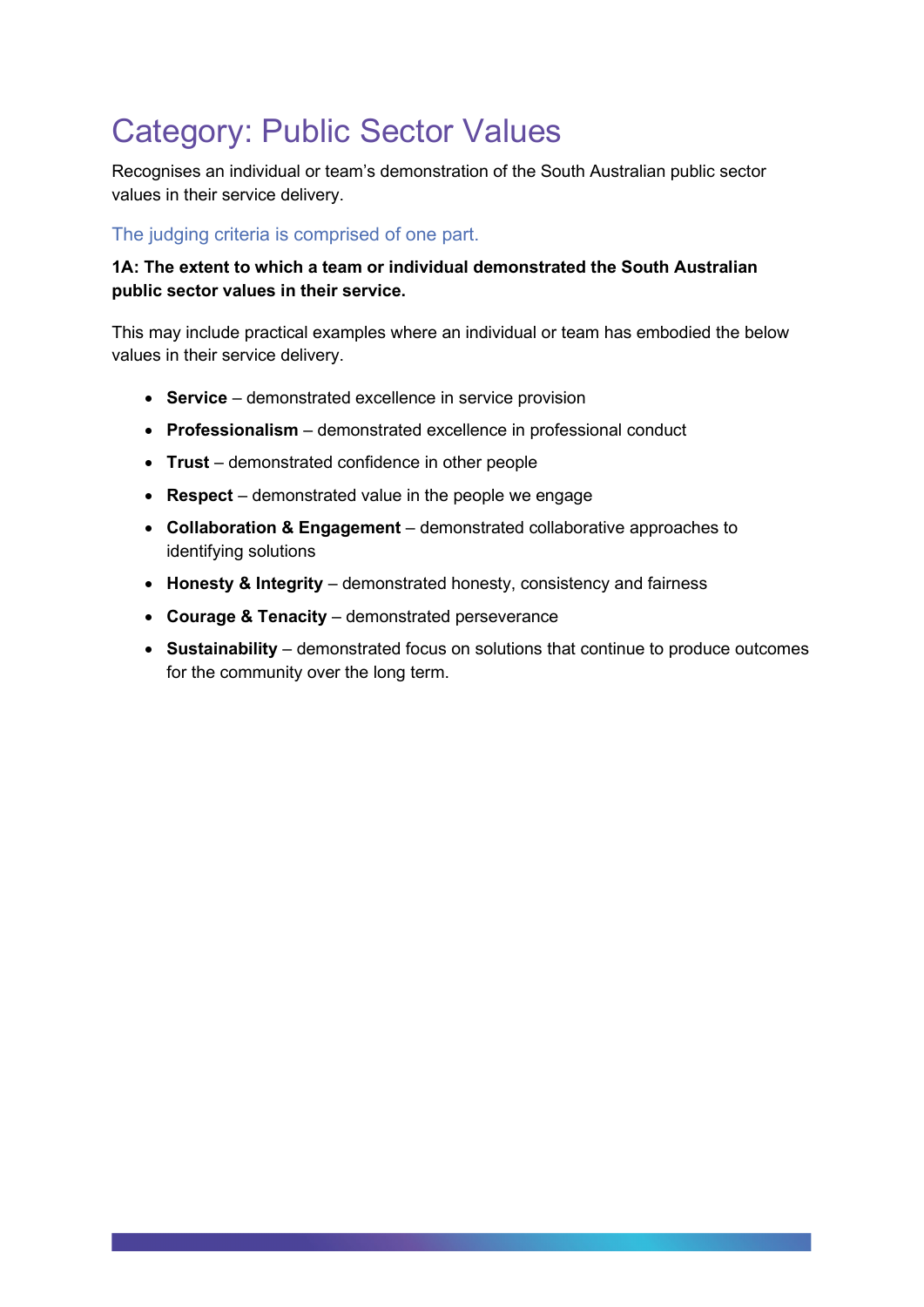# Category: Public Sector Values

Recognises an individual or team's demonstration of the South Australian public sector values in their service delivery.

## The judging criteria is comprised of one part.

**1A: The extent to which a team or individual demonstrated the South Australian public sector values in their service.**

This may include practical examples where an individual or team has embodied the below values in their service delivery.

- **Service** – demonstrated excellence in service provision
- **Professionalism** – demonstrated excellence in professional conduct
- **Trust** – demonstrated confidence in other people
- **Respect** – demonstrated value in the people we engage
- **Collaboration & Engagement** – demonstrated collaborative approaches to identifying solutions
- **Honesty & Integrity** – demonstrated honesty, consistency and fairness
- **Courage & Tenacity** – demonstrated perseverance
- **Sustainability** – demonstrated focus on solutions that continue to produce outcomes for the community over the long term.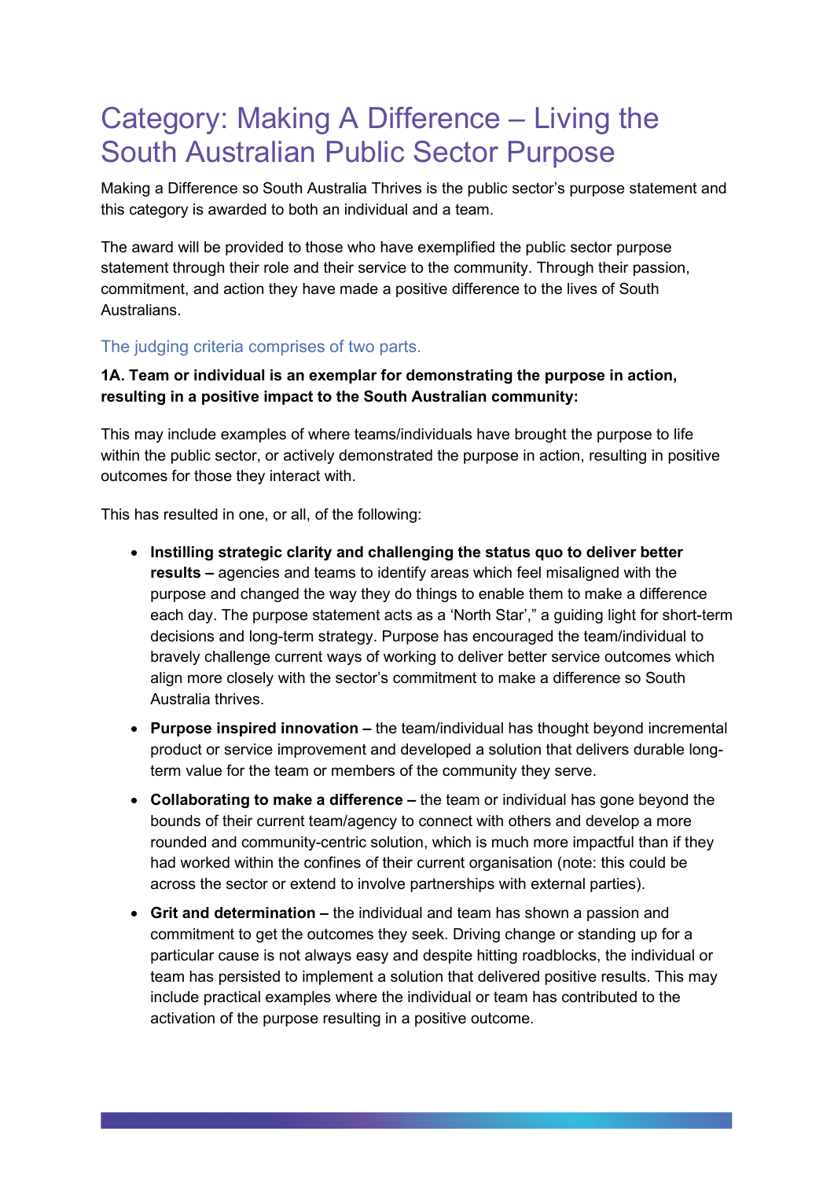# Category: Making A Difference – Living the South Australian Public Sector Purpose

Making a Difference so South Australia Thrives is the public sector's purpose statement and this category is awarded to both an individual and a team.

The award will be provided to those who have exemplified the public sector purpose statement through their role and their service to the community. Through their passion, commitment, and action they have made a positive difference to the lives of South Australians.

## The judging criteria comprises of two parts.

**1A. Team or individual is an exemplar for demonstrating the purpose in action, resulting in a positive impact to the South Australian community:**

This may include examples of where teams/individuals have brought the purpose to life within the public sector, or actively demonstrated the purpose in action, resulting in positive outcomes for those they interact with.

This has resulted in one, or all, of the following:

- **Instilling strategic clarity and challenging the status quo to deliver better results –** agencies and teams to identify areas which feel misaligned with the purpose and changed the way they do things to enable them to make a difference each day. The purpose statement acts as a 'North Star'," a guiding light for short-term decisions and long-term strategy. Purpose has encouraged the team/individual to bravely challenge current ways of working to deliver better service outcomes which align more closely with the sector's commitment to make a difference so South Australia thrives.
- **Purpose inspired innovation –** the team/individual has thought beyond incremental product or service improvement and developed a solution that delivers durable long-term value for the team or members of the community they serve.
- **Collaborating to make a difference –** the team or individual has gone beyond the bounds of their current team/agency to connect with others and develop a more rounded and community-centric solution, which is much more impactful than if they had worked within the confines of their current organisation (note: this could be across the sector or extend to involve partnerships with external parties).
- **Grit and determination –** the individual and team has shown a passion and commitment to get the outcomes they seek. Driving change or standing up for a particular cause is not always easy and despite hitting roadblocks, the individual or team has persisted to implement a solution that delivered positive results. This may include practical examples where the individual or team has contributed to the activation of the purpose resulting in a positive outcome.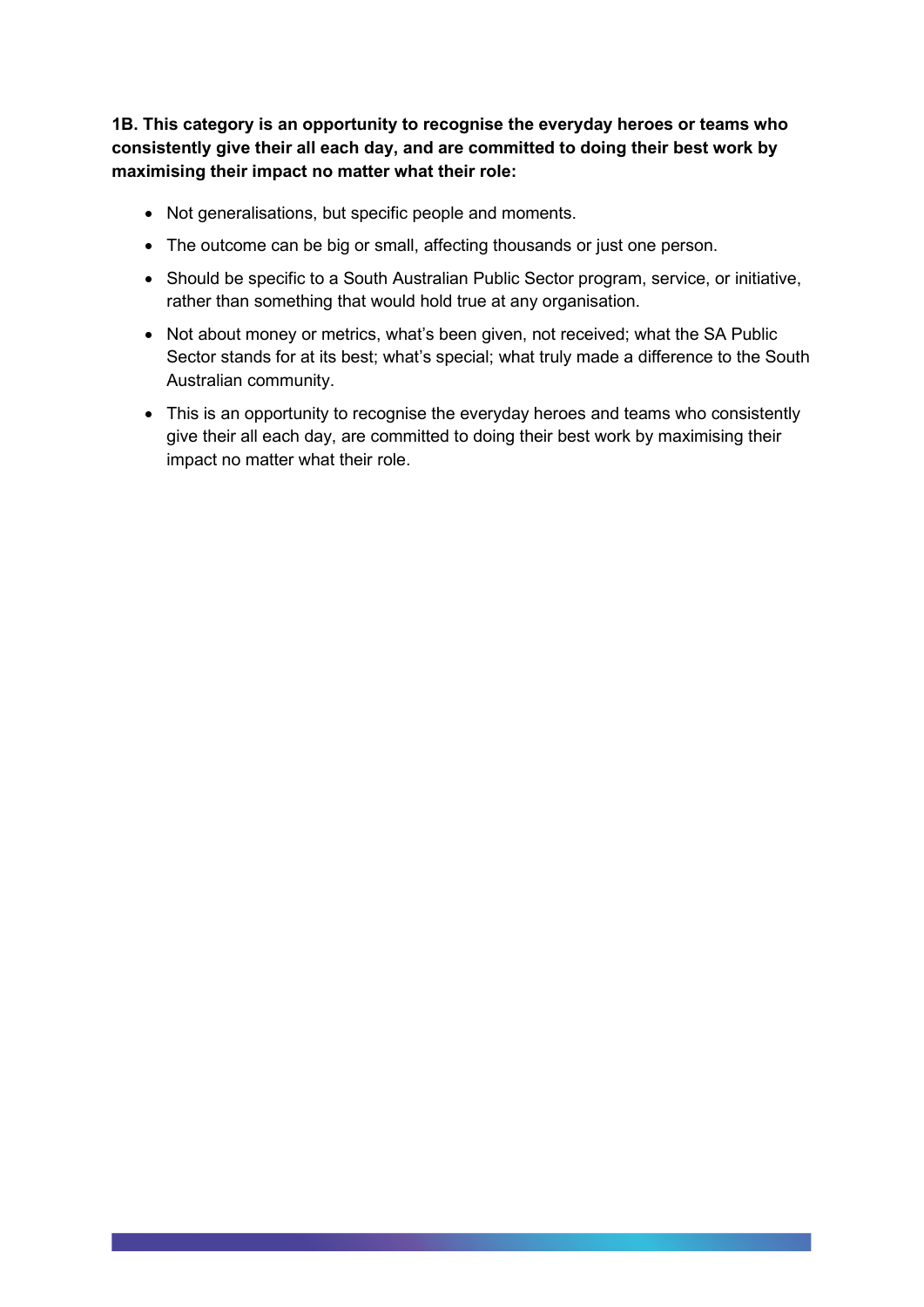**1B. This category is an opportunity to recognise the everyday heroes or teams who consistently give their all each day, and are committed to doing their best work by maximising their impact no matter what their role:**

- Not generalisations, but specific people and moments.
- The outcome can be big or small, affecting thousands or just one person.
- Should be specific to a South Australian Public Sector program, service, or initiative, rather than something that would hold true at any organisation.
- Not about money or metrics, what's been given, not received; what the SA Public Sector stands for at its best; what's special; what truly made a difference to the South Australian community.
- This is an opportunity to recognise the everyday heroes and teams who consistently give their all each day, are committed to doing their best work by maximising their impact no matter what their role.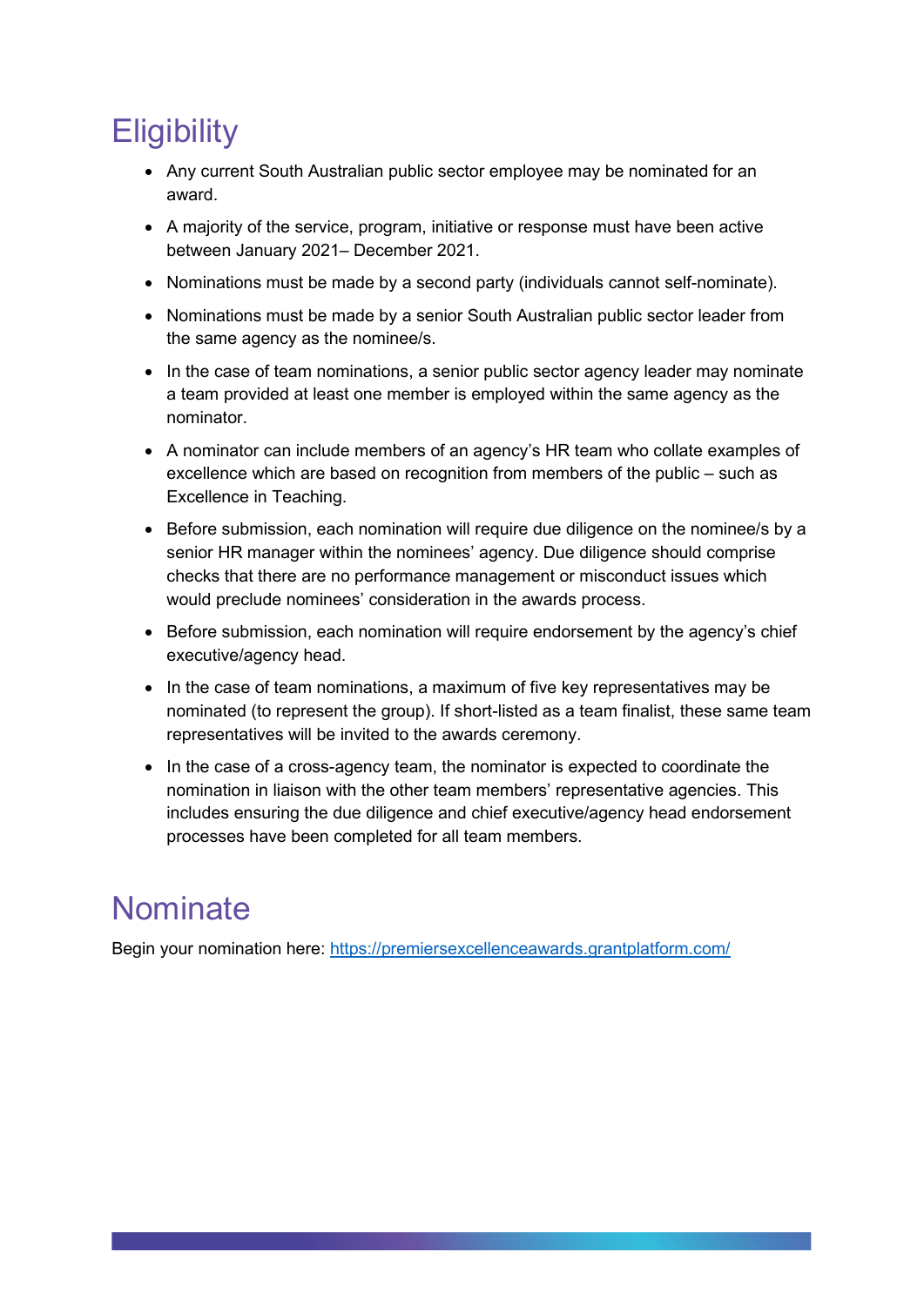# Eligibility

- Any current South Australian public sector employee may be nominated for an award.
- A majority of the service, program, initiative or response must have been active between January 2021– December 2021.
- Nominations must be made by a second party (individuals cannot self-nominate).
- Nominations must be made by a senior South Australian public sector leader from the same agency as the nominee/s.
- In the case of team nominations, a senior public sector agency leader may nominate a team provided at least one member is employed within the same agency as the nominator.
- A nominator can include members of an agency's HR team who collate examples of excellence which are based on recognition from members of the public – such as Excellence in Teaching.
- Before submission, each nomination will require due diligence on the nominee/s by a senior HR manager within the nominees' agency. Due diligence should comprise checks that there are no performance management or misconduct issues which would preclude nominees' consideration in the awards process.
- Before submission, each nomination will require endorsement by the agency's chief executive/agency head.
- In the case of team nominations, a maximum of five key representatives may be nominated (to represent the group). If short-listed as a team finalist, these same team representatives will be invited to the awards ceremony.
- In the case of a cross-agency team, the nominator is expected to coordinate the nomination in liaison with the other team members' representative agencies. This includes ensuring the due diligence and chief executive/agency head endorsement processes have been completed for all team members.

# Nominate

Begin your nomination here: [https://premiersexcellenceawards.grantplatform.com/](https://premiersexcellenceawards.grantplatform.com/)